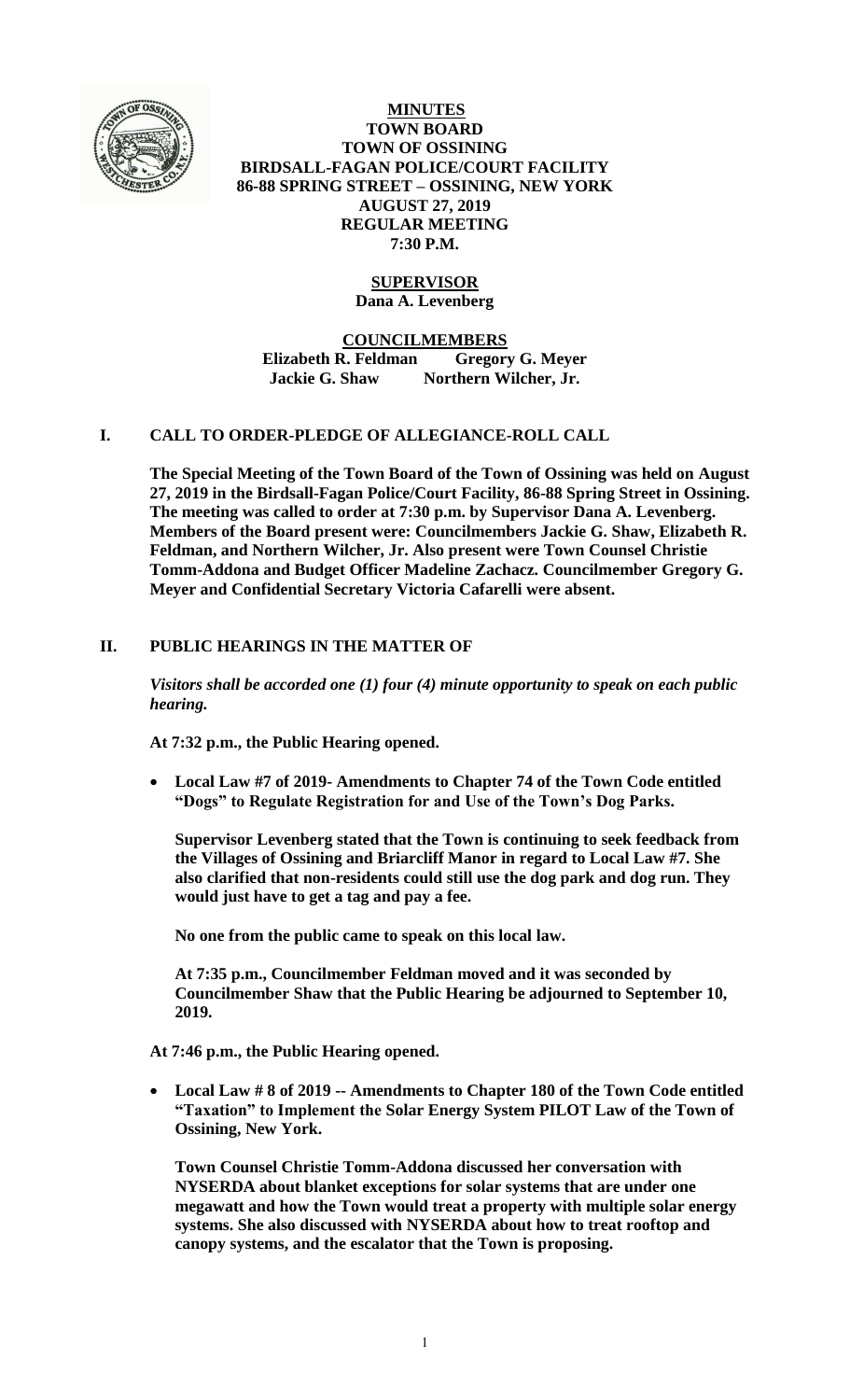# MINUTES
## TOWN BOARD
## TOWN OF OSSINING
## BIRDSALL-FAGAN POLICE/COURT FACILITY
## 86-88 SPRING STREET – OSSINING, NEW YORK
## AUGUST 27, 2019
## REGULAR MEETING
## 7:30 P.M.

**SUPERVISOR**
**Dana A. Levenberg**

**COUNCILMEMBERS**
**Elizabeth R. Feldman    Gregory G. Meyer**
**Jackie G. Shaw    Northern Wilcher, Jr.**

## I. CALL TO ORDER-PLEDGE OF ALLEGIANCE-ROLL CALL

**The Special Meeting of the Town Board of the Town of Ossining was held on August 27, 2019 in the Birdsall-Fagan Police/Court Facility, 86-88 Spring Street in Ossining. The meeting was called to order at 7:30 p.m. by Supervisor Dana A. Levenberg. Members of the Board present were: Councilmembers Jackie G. Shaw, Elizabeth R. Feldman, and Northern Wilcher, Jr. Also present were Town Counsel Christie Tomm-Addona and Budget Officer Madeline Zachacz. Councilmember Gregory G. Meyer and Confidential Secretary Victoria Cafarelli were absent.**

## II. PUBLIC HEARINGS IN THE MATTER OF

***Visitors shall be accorded one (1) four (4) minute opportunity to speak on each public hearing.***

**At 7:32 p.m., the Public Hearing opened.**

- **Local Law #7 of 2019- Amendments to Chapter 74 of the Town Code entitled "Dogs" to Regulate Registration for and Use of the Town's Dog Parks.**

  **Supervisor Levenberg stated that the Town is continuing to seek feedback from the Villages of Ossining and Briarcliff Manor in regard to Local Law #7. She also clarified that non-residents could still use the dog park and dog run. They would just have to get a tag and pay a fee.**

  **No one from the public came to speak on this local law.**

  **At 7:35 p.m., Councilmember Feldman moved and it was seconded by Councilmember Shaw that the Public Hearing be adjourned to September 10, 2019.**

**At 7:46 p.m., the Public Hearing opened.**

- **Local Law # 8 of 2019 -- Amendments to Chapter 180 of the Town Code entitled "Taxation" to Implement the Solar Energy System PILOT Law of the Town of Ossining, New York.**

  **Town Counsel Christie Tomm-Addona discussed her conversation with NYSERDA about blanket exceptions for solar systems that are under one megawatt and how the Town would treat a property with multiple solar energy systems. She also discussed with NYSERDA about how to treat rooftop and canopy systems, and the escalator that the Town is proposing.**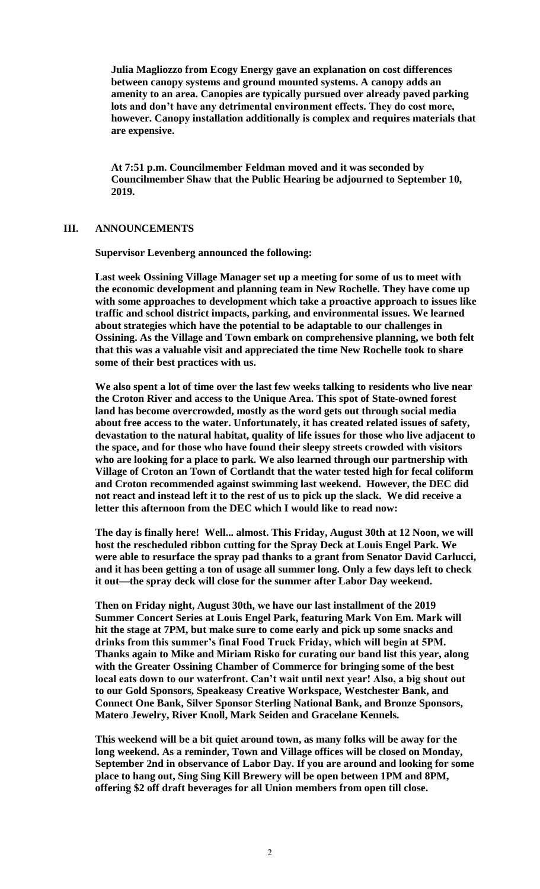**Julia Magliozzo from Ecogy Energy gave an explanation on cost differences between canopy systems and ground mounted systems. A canopy adds an amenity to an area. Canopies are typically pursued over already paved parking lots and don't have any detrimental environment effects. They do cost more, however. Canopy installation additionally is complex and requires materials that are expensive.**

**At 7:51 p.m. Councilmember Feldman moved and it was seconded by Councilmember Shaw that the Public Hearing be adjourned to September 10, 2019.**

## III. ANNOUNCEMENTS

**Supervisor Levenberg announced the following:**

**Last week Ossining Village Manager set up a meeting for some of us to meet with the economic development and planning team in New Rochelle. They have come up with some approaches to development which take a proactive approach to issues like traffic and school district impacts, parking, and environmental issues. We learned about strategies which have the potential to be adaptable to our challenges in Ossining. As the Village and Town embark on comprehensive planning, we both felt that this was a valuable visit and appreciated the time New Rochelle took to share some of their best practices with us.**

**We also spent a lot of time over the last few weeks talking to residents who live near the Croton River and access to the Unique Area. This spot of State-owned forest land has become overcrowded, mostly as the word gets out through social media about free access to the water. Unfortunately, it has created related issues of safety, devastation to the natural habitat, quality of life issues for those who live adjacent to the space, and for those who have found their sleepy streets crowded with visitors who are looking for a place to park. We also learned through our partnership with Village of Croton an Town of Cortlandt that the water tested high for fecal coliform and Croton recommended against swimming last weekend. However, the DEC did not react and instead left it to the rest of us to pick up the slack. We did receive a letter this afternoon from the DEC which I would like to read now:**

**The day is finally here! Well... almost. This Friday, August 30th at 12 Noon, we will host the rescheduled ribbon cutting for the Spray Deck at Louis Engel Park. We were able to resurface the spray pad thanks to a grant from Senator David Carlucci, and it has been getting a ton of usage all summer long. Only a few days left to check it out—the spray deck will close for the summer after Labor Day weekend.**

**Then on Friday night, August 30th, we have our last installment of the 2019 Summer Concert Series at Louis Engel Park, featuring Mark Von Em. Mark will hit the stage at 7PM, but make sure to come early and pick up some snacks and drinks from this summer's final Food Truck Friday, which will begin at 5PM. Thanks again to Mike and Miriam Risko for curating our band list this year, along with the Greater Ossining Chamber of Commerce for bringing some of the best local eats down to our waterfront. Can't wait until next year! Also, a big shout out to our Gold Sponsors, Speakeasy Creative Workspace, Westchester Bank, and Connect One Bank, Silver Sponsor Sterling National Bank, and Bronze Sponsors, Matero Jewelry, River Knoll, Mark Seiden and Gracelane Kennels.**

**This weekend will be a bit quiet around town, as many folks will be away for the long weekend. As a reminder, Town and Village offices will be closed on Monday, September 2nd in observance of Labor Day. If you are around and looking for some place to hang out, Sing Sing Kill Brewery will be open between 1PM and 8PM, offering $2 off draft beverages for all Union members from open till close.**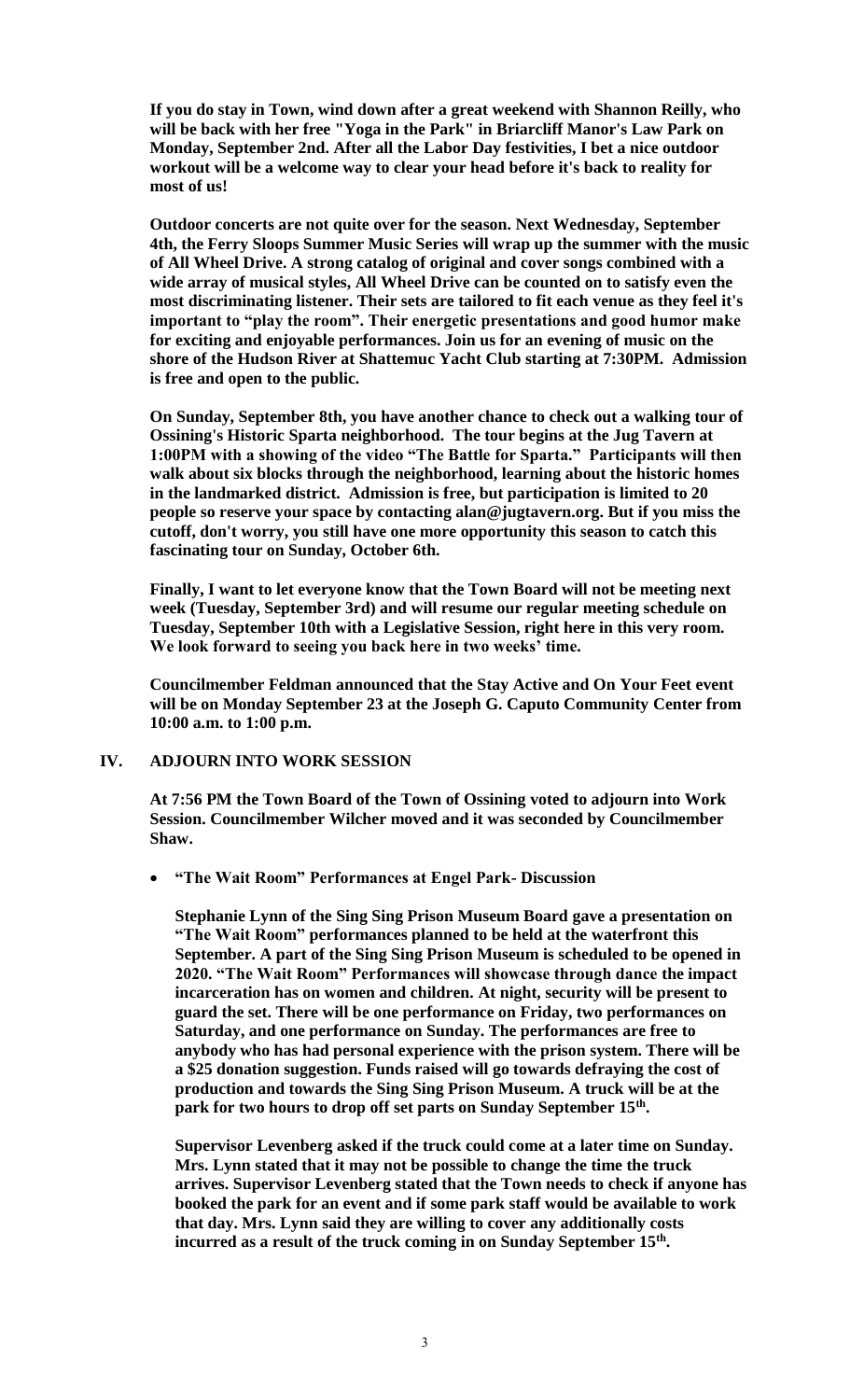**If you do stay in Town, wind down after a great weekend with Shannon Reilly, who will be back with her free "Yoga in the Park" in Briarcliff Manor's Law Park on Monday, September 2nd. After all the Labor Day festivities, I bet a nice outdoor workout will be a welcome way to clear your head before it's back to reality for most of us!**

**Outdoor concerts are not quite over for the season. Next Wednesday, September 4th, the Ferry Sloops Summer Music Series will wrap up the summer with the music of All Wheel Drive. A strong catalog of original and cover songs combined with a wide array of musical styles, All Wheel Drive can be counted on to satisfy even the most discriminating listener. Their sets are tailored to fit each venue as they feel it's important to "play the room". Their energetic presentations and good humor make for exciting and enjoyable performances. Join us for an evening of music on the shore of the Hudson River at Shattemuc Yacht Club starting at 7:30PM. Admission is free and open to the public.**

**On Sunday, September 8th, you have another chance to check out a walking tour of Ossining's Historic Sparta neighborhood. The tour begins at the Jug Tavern at 1:00PM with a showing of the video "The Battle for Sparta." Participants will then walk about six blocks through the neighborhood, learning about the historic homes in the landmarked district. Admission is free, but participation is limited to 20 people so reserve your space by contacting alan@jugtavern.org. But if you miss the cutoff, don't worry, you still have one more opportunity this season to catch this fascinating tour on Sunday, October 6th.**

**Finally, I want to let everyone know that the Town Board will not be meeting next week (Tuesday, September 3rd) and will resume our regular meeting schedule on Tuesday, September 10th with a Legislative Session, right here in this very room. We look forward to seeing you back here in two weeks' time.**

**Councilmember Feldman announced that the Stay Active and On Your Feet event will be on Monday September 23 at the Joseph G. Caputo Community Center from 10:00 a.m. to 1:00 p.m.**

## IV. ADJOURN INTO WORK SESSION

**At 7:56 PM the Town Board of the Town of Ossining voted to adjourn into Work Session. Councilmember Wilcher moved and it was seconded by Councilmember Shaw.**

- **"The Wait Room" Performances at Engel Park- Discussion**

**Stephanie Lynn of the Sing Sing Prison Museum Board gave a presentation on "The Wait Room" performances planned to be held at the waterfront this September. A part of the Sing Sing Prison Museum is scheduled to be opened in 2020. "The Wait Room" Performances will showcase through dance the impact incarceration has on women and children. At night, security will be present to guard the set. There will be one performance on Friday, two performances on Saturday, and one performance on Sunday. The performances are free to anybody who has had personal experience with the prison system. There will be a $25 donation suggestion. Funds raised will go towards defraying the cost of production and towards the Sing Sing Prison Museum. A truck will be at the park for two hours to drop off set parts on Sunday September 15th.**

**Supervisor Levenberg asked if the truck could come at a later time on Sunday. Mrs. Lynn stated that it may not be possible to change the time the truck arrives. Supervisor Levenberg stated that the Town needs to check if anyone has booked the park for an event and if some park staff would be available to work that day. Mrs. Lynn said they are willing to cover any additionally costs incurred as a result of the truck coming in on Sunday September 15th.**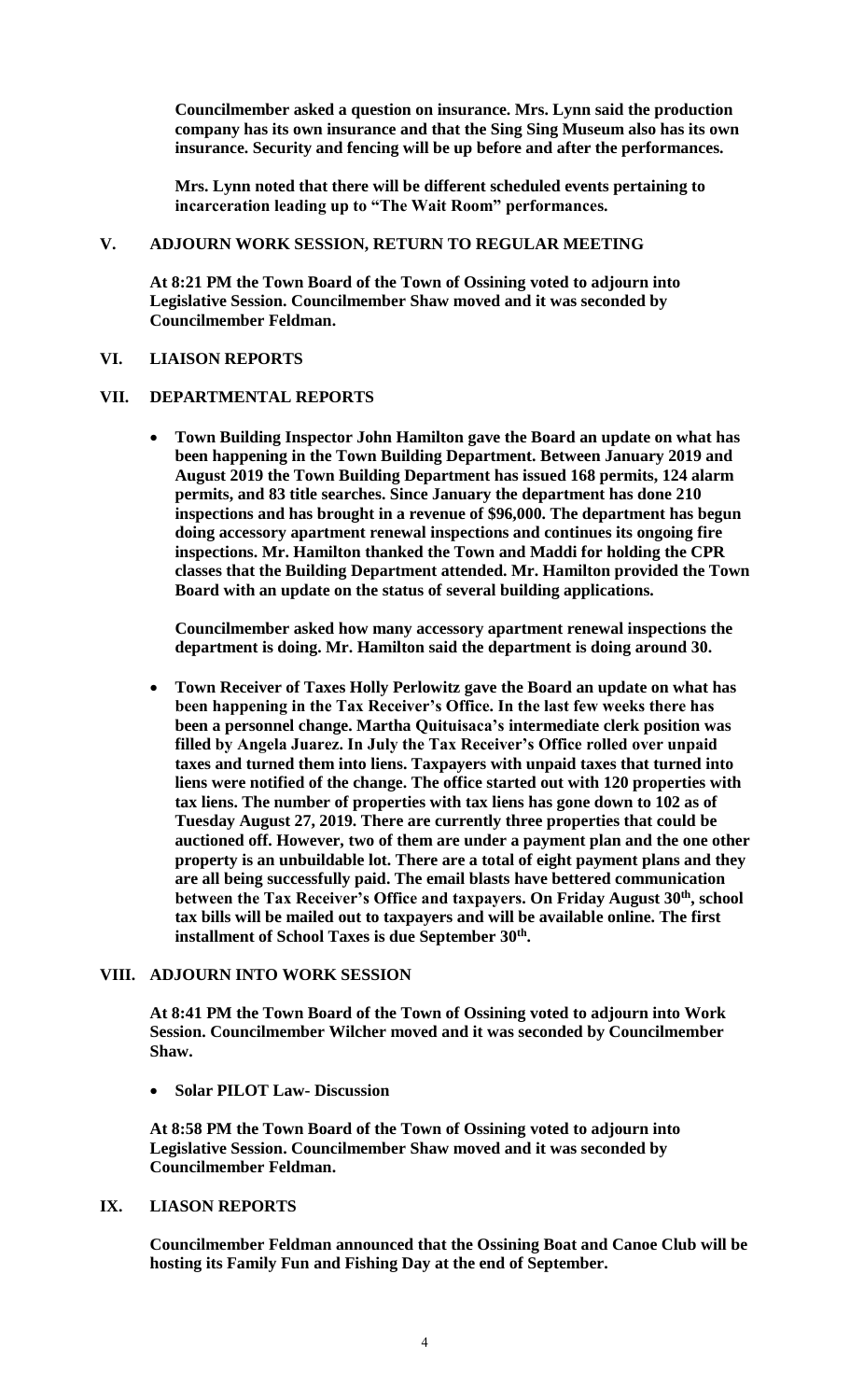**Councilmember asked a question on insurance. Mrs. Lynn said the production company has its own insurance and that the Sing Sing Museum also has its own insurance. Security and fencing will be up before and after the performances.**

**Mrs. Lynn noted that there will be different scheduled events pertaining to incarceration leading up to "The Wait Room" performances.**

## V. ADJOURN WORK SESSION, RETURN TO REGULAR MEETING

**At 8:21 PM the Town Board of the Town of Ossining voted to adjourn into Legislative Session. Councilmember Shaw moved and it was seconded by Councilmember Feldman.**

## VI. LIAISON REPORTS

## VII. DEPARTMENTAL REPORTS

- **Town Building Inspector John Hamilton gave the Board an update on what has been happening in the Town Building Department. Between January 2019 and August 2019 the Town Building Department has issued 168 permits, 124 alarm permits, and 83 title searches. Since January the department has done 210 inspections and has brought in a revenue of $96,000. The department has begun doing accessory apartment renewal inspections and continues its ongoing fire inspections. Mr. Hamilton thanked the Town and Maddi for holding the CPR classes that the Building Department attended. Mr. Hamilton provided the Town Board with an update on the status of several building applications.**

  **Councilmember asked how many accessory apartment renewal inspections the department is doing. Mr. Hamilton said the department is doing around 30.**

- **Town Receiver of Taxes Holly Perlowitz gave the Board an update on what has been happening in the Tax Receiver's Office. In the last few weeks there has been a personnel change. Martha Quituisaca's intermediate clerk position was filled by Angela Juarez. In July the Tax Receiver's Office rolled over unpaid taxes and turned them into liens. Taxpayers with unpaid taxes that turned into liens were notified of the change. The office started out with 120 properties with tax liens. The number of properties with tax liens has gone down to 102 as of Tuesday August 27, 2019. There are currently three properties that could be auctioned off. However, two of them are under a payment plan and the one other property is an unbuildable lot. There are a total of eight payment plans and they are all being successfully paid. The email blasts have bettered communication between the Tax Receiver's Office and taxpayers. On Friday August 30th, school tax bills will be mailed out to taxpayers and will be available online. The first installment of School Taxes is due September 30th.**

## VIII. ADJOURN INTO WORK SESSION

**At 8:41 PM the Town Board of the Town of Ossining voted to adjourn into Work Session. Councilmember Wilcher moved and it was seconded by Councilmember Shaw.**

- **Solar PILOT Law- Discussion**

**At 8:58 PM the Town Board of the Town of Ossining voted to adjourn into Legislative Session. Councilmember Shaw moved and it was seconded by Councilmember Feldman.**

## IX. LIASON REPORTS

**Councilmember Feldman announced that the Ossining Boat and Canoe Club will be hosting its Family Fun and Fishing Day at the end of September.**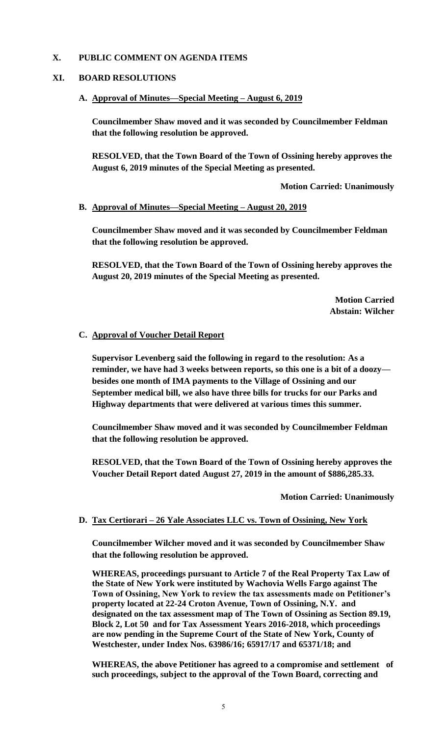## X. PUBLIC COMMENT ON AGENDA ITEMS

## XI. BOARD RESOLUTIONS

### A. Approval of Minutes—Special Meeting – August 6, 2019

**Councilmember Shaw moved and it was seconded by Councilmember Feldman that the following resolution be approved.**

**RESOLVED, that the Town Board of the Town of Ossining hereby approves the August 6, 2019 minutes of the Special Meeting as presented.**

**Motion Carried: Unanimously**

### B. Approval of Minutes—Special Meeting – August 20, 2019

**Councilmember Shaw moved and it was seconded by Councilmember Feldman that the following resolution be approved.**

**RESOLVED, that the Town Board of the Town of Ossining hereby approves the August 20, 2019 minutes of the Special Meeting as presented.**

**Motion Carried**
**Abstain: Wilcher**

### C. Approval of Voucher Detail Report

**Supervisor Levenberg said the following in regard to the resolution: As a reminder, we have had 3 weeks between reports, so this one is a bit of a doozy—besides one month of IMA payments to the Village of Ossining and our September medical bill, we also have three bills for trucks for our Parks and Highway departments that were delivered at various times this summer.**

**Councilmember Shaw moved and it was seconded by Councilmember Feldman that the following resolution be approved.**

**RESOLVED, that the Town Board of the Town of Ossining hereby approves the Voucher Detail Report dated August 27, 2019 in the amount of $886,285.33.**

**Motion Carried: Unanimously**

### D. Tax Certiorari – 26 Yale Associates LLC vs. Town of Ossining, New York

**Councilmember Wilcher moved and it was seconded by Councilmember Shaw that the following resolution be approved.**

**WHEREAS, proceedings pursuant to Article 7 of the Real Property Tax Law of the State of New York were instituted by Wachovia Wells Fargo against The Town of Ossining, New York to review the tax assessments made on Petitioner's property located at 22-24 Croton Avenue, Town of Ossining, N.Y. and designated on the tax assessment map of The Town of Ossining as Section 89.19, Block 2, Lot 50 and for Tax Assessment Years 2016-2018, which proceedings are now pending in the Supreme Court of the State of New York, County of Westchester, under Index Nos. 63986/16; 65917/17 and 65371/18; and**

**WHEREAS, the above Petitioner has agreed to a compromise and settlement of such proceedings, subject to the approval of the Town Board, correcting and**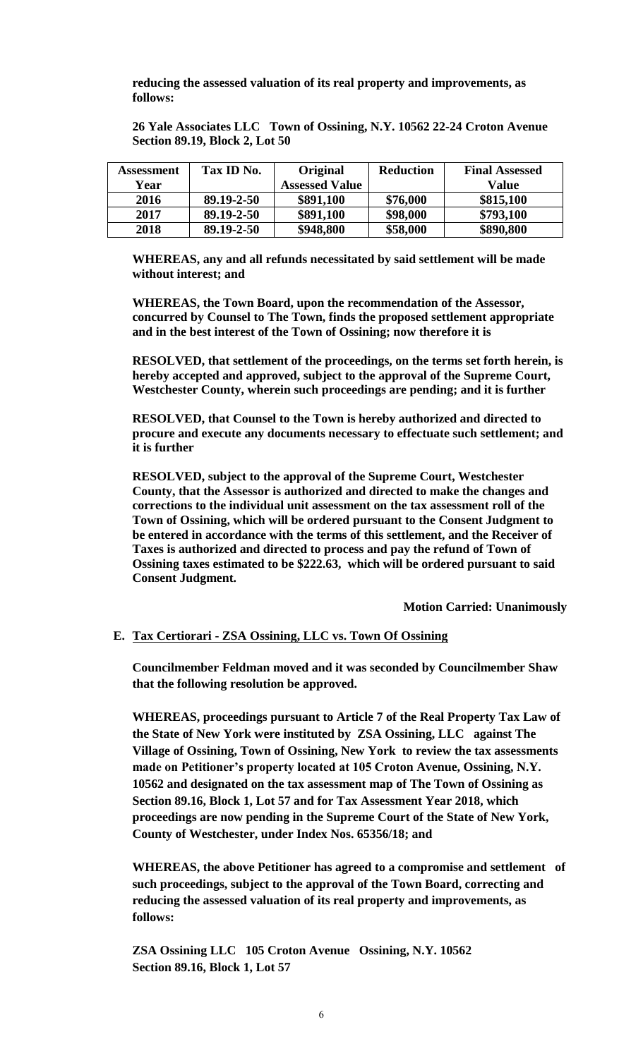**reducing the assessed valuation of its real property and improvements, as follows:**

**26 Yale Associates LLC Town of Ossining, N.Y. 10562 22-24 Croton Avenue Section 89.19, Block 2, Lot 50**

| Assessment Year | Tax ID No. | Original Assessed Value | Reduction | Final Assessed Value |
|---|---|---|---|---|
| 2016 | 89.19-2-50 | \$891,100 | \$76,000 | \$815,100 |
| 2017 | 89.19-2-50 | \$891,100 | \$98,000 | \$793,100 |
| 2018 | 89.19-2-50 | \$948,800 | \$58,000 | \$890,800 |

**WHEREAS, any and all refunds necessitated by said settlement will be made without interest; and**

**WHEREAS, the Town Board, upon the recommendation of the Assessor, concurred by Counsel to The Town, finds the proposed settlement appropriate and in the best interest of the Town of Ossining; now therefore it is**

**RESOLVED, that settlement of the proceedings, on the terms set forth herein, is hereby accepted and approved, subject to the approval of the Supreme Court, Westchester County, wherein such proceedings are pending; and it is further**

**RESOLVED, that Counsel to the Town is hereby authorized and directed to procure and execute any documents necessary to effectuate such settlement; and it is further**

**RESOLVED, subject to the approval of the Supreme Court, Westchester County, that the Assessor is authorized and directed to make the changes and corrections to the individual unit assessment on the tax assessment roll of the Town of Ossining, which will be ordered pursuant to the Consent Judgment to be entered in accordance with the terms of this settlement, and the Receiver of Taxes is authorized and directed to process and pay the refund of Town of Ossining taxes estimated to be \$222.63, which will be ordered pursuant to said Consent Judgment.**

**Motion Carried: Unanimously**

**E. Tax Certiorari - ZSA Ossining, LLC vs. Town Of Ossining**

**Councilmember Feldman moved and it was seconded by Councilmember Shaw that the following resolution be approved.**

**WHEREAS, proceedings pursuant to Article 7 of the Real Property Tax Law of the State of New York were instituted by ZSA Ossining, LLC against The Village of Ossining, Town of Ossining, New York to review the tax assessments made on Petitioner's property located at 105 Croton Avenue, Ossining, N.Y. 10562 and designated on the tax assessment map of The Town of Ossining as Section 89.16, Block 1, Lot 57 and for Tax Assessment Year 2018, which proceedings are now pending in the Supreme Court of the State of New York, County of Westchester, under Index Nos. 65356/18; and**

**WHEREAS, the above Petitioner has agreed to a compromise and settlement of such proceedings, subject to the approval of the Town Board, correcting and reducing the assessed valuation of its real property and improvements, as follows:**

**ZSA Ossining LLC 105 Croton Avenue Ossining, N.Y. 10562 Section 89.16, Block 1, Lot 57**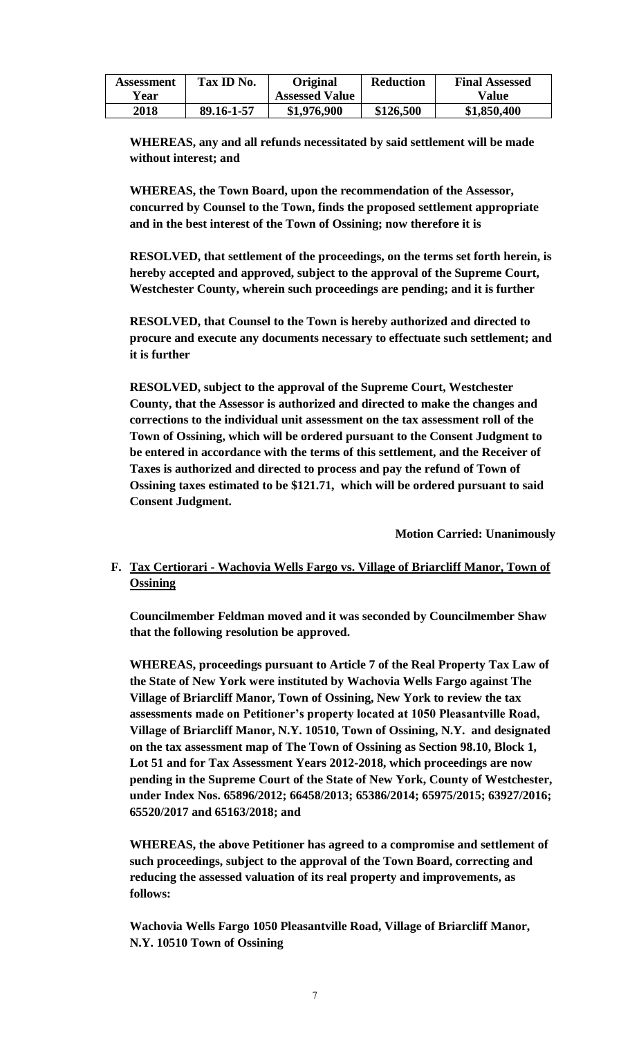| Assessment Year | Tax ID No. | Original Assessed Value | Reduction | Final Assessed Value |
| --- | --- | --- | --- | --- |
| 2018 | 89.16-1-57 | $1,976,900 | $126,500 | $1,850,400 |

**WHEREAS, any and all refunds necessitated by said settlement will be made without interest; and**

**WHEREAS, the Town Board, upon the recommendation of the Assessor, concurred by Counsel to the Town, finds the proposed settlement appropriate and in the best interest of the Town of Ossining; now therefore it is**

**RESOLVED, that settlement of the proceedings, on the terms set forth herein, is hereby accepted and approved, subject to the approval of the Supreme Court, Westchester County, wherein such proceedings are pending; and it is further**

**RESOLVED, that Counsel to the Town is hereby authorized and directed to procure and execute any documents necessary to effectuate such settlement; and it is further**

**RESOLVED, subject to the approval of the Supreme Court, Westchester County, that the Assessor is authorized and directed to make the changes and corrections to the individual unit assessment on the tax assessment roll of the Town of Ossining, which will be ordered pursuant to the Consent Judgment to be entered in accordance with the terms of this settlement, and the Receiver of Taxes is authorized and directed to process and pay the refund of Town of Ossining taxes estimated to be $121.71, which will be ordered pursuant to said Consent Judgment.**

**Motion Carried: Unanimously**

**F. Tax Certiorari - Wachovia Wells Fargo vs. Village of Briarcliff Manor, Town of Ossining**

**Councilmember Feldman moved and it was seconded by Councilmember Shaw that the following resolution be approved.**

**WHEREAS, proceedings pursuant to Article 7 of the Real Property Tax Law of the State of New York were instituted by Wachovia Wells Fargo against The Village of Briarcliff Manor, Town of Ossining, New York to review the tax assessments made on Petitioner's property located at 1050 Pleasantville Road, Village of Briarcliff Manor, N.Y. 10510, Town of Ossining, N.Y. and designated on the tax assessment map of The Town of Ossining as Section 98.10, Block 1, Lot 51 and for Tax Assessment Years 2012-2018, which proceedings are now pending in the Supreme Court of the State of New York, County of Westchester, under Index Nos. 65896/2012; 66458/2013; 65386/2014; 65975/2015; 63927/2016; 65520/2017 and 65163/2018; and**

**WHEREAS, the above Petitioner has agreed to a compromise and settlement of such proceedings, subject to the approval of the Town Board, correcting and reducing the assessed valuation of its real property and improvements, as follows:**

**Wachovia Wells Fargo 1050 Pleasantville Road, Village of Briarcliff Manor, N.Y. 10510 Town of Ossining**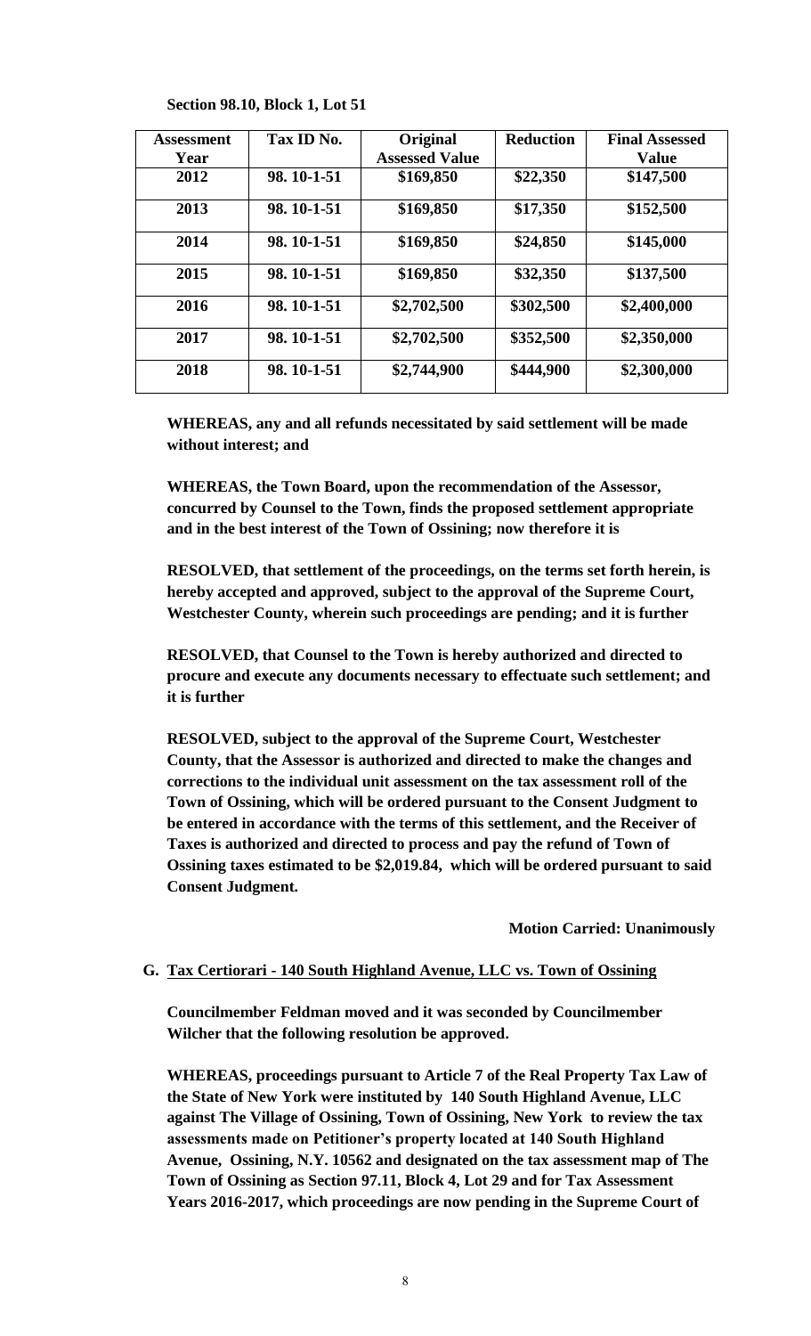**Section 98.10, Block 1, Lot 51**

| Assessment Year | Tax ID No. | Original Assessed Value | Reduction | Final Assessed Value |
|---|---|---|---|---|
| 2012 | 98. 10-1-51 | $169,850 | $22,350 | $147,500 |
| 2013 | 98. 10-1-51 | $169,850 | $17,350 | $152,500 |
| 2014 | 98. 10-1-51 | $169,850 | $24,850 | $145,000 |
| 2015 | 98. 10-1-51 | $169,850 | $32,350 | $137,500 |
| 2016 | 98. 10-1-51 | $2,702,500 | $302,500 | $2,400,000 |
| 2017 | 98. 10-1-51 | $2,702,500 | $352,500 | $2,350,000 |
| 2018 | 98. 10-1-51 | $2,744,900 | $444,900 | $2,300,000 |

**WHEREAS, any and all refunds necessitated by said settlement will be made without interest; and**

**WHEREAS, the Town Board, upon the recommendation of the Assessor, concurred by Counsel to the Town, finds the proposed settlement appropriate and in the best interest of the Town of Ossining; now therefore it is**

**RESOLVED, that settlement of the proceedings, on the terms set forth herein, is hereby accepted and approved, subject to the approval of the Supreme Court, Westchester County, wherein such proceedings are pending; and it is further**

**RESOLVED, that Counsel to the Town is hereby authorized and directed to procure and execute any documents necessary to effectuate such settlement; and it is further**

**RESOLVED, subject to the approval of the Supreme Court, Westchester County, that the Assessor is authorized and directed to make the changes and corrections to the individual unit assessment on the tax assessment roll of the Town of Ossining, which will be ordered pursuant to the Consent Judgment to be entered in accordance with the terms of this settlement, and the Receiver of Taxes is authorized and directed to process and pay the refund of Town of Ossining taxes estimated to be $2,019.84, which will be ordered pursuant to said Consent Judgment.**

**Motion Carried: Unanimously**

**G. Tax Certiorari - 140 South Highland Avenue, LLC vs. Town of Ossining**

**Councilmember Feldman moved and it was seconded by Councilmember Wilcher that the following resolution be approved.**

**WHEREAS, proceedings pursuant to Article 7 of the Real Property Tax Law of the State of New York were instituted by 140 South Highland Avenue, LLC against The Village of Ossining, Town of Ossining, New York to review the tax assessments made on Petitioner's property located at 140 South Highland Avenue, Ossining, N.Y. 10562 and designated on the tax assessment map of The Town of Ossining as Section 97.11, Block 4, Lot 29 and for Tax Assessment Years 2016-2017, which proceedings are now pending in the Supreme Court of**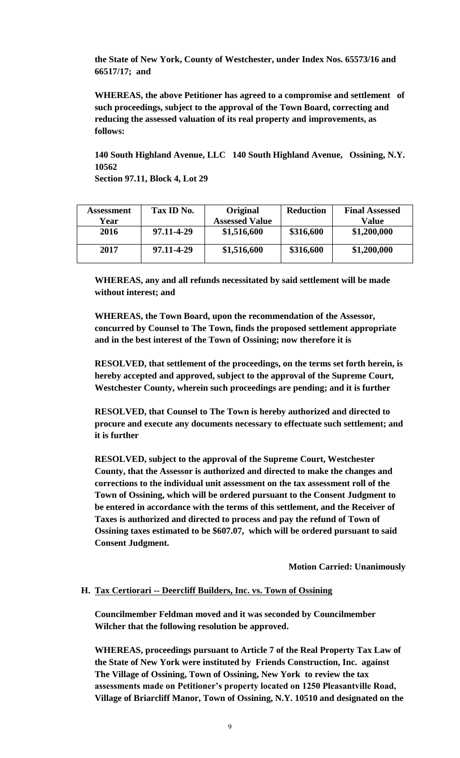**the State of New York, County of Westchester, under Index Nos. 65573/16 and 66517/17; and**

**WHEREAS, the above Petitioner has agreed to a compromise and settlement of such proceedings, subject to the approval of the Town Board, correcting and reducing the assessed valuation of its real property and improvements, as follows:**

**140 South Highland Avenue, LLC 140 South Highland Avenue, Ossining, N.Y. 10562**
**Section 97.11, Block 4, Lot 29**

| Assessment Year | Tax ID No. | Original Assessed Value | Reduction | Final Assessed Value |
|---|---|---|---|---|
| 2016 | 97.11-4-29 | $1,516,600 | $316,600 | $1,200,000 |
| 2017 | 97.11-4-29 | $1,516,600 | $316,600 | $1,200,000 |

**WHEREAS, any and all refunds necessitated by said settlement will be made without interest; and**

**WHEREAS, the Town Board, upon the recommendation of the Assessor, concurred by Counsel to The Town, finds the proposed settlement appropriate and in the best interest of the Town of Ossining; now therefore it is**

**RESOLVED, that settlement of the proceedings, on the terms set forth herein, is hereby accepted and approved, subject to the approval of the Supreme Court, Westchester County, wherein such proceedings are pending; and it is further**

**RESOLVED, that Counsel to The Town is hereby authorized and directed to procure and execute any documents necessary to effectuate such settlement; and it is further**

**RESOLVED, subject to the approval of the Supreme Court, Westchester County, that the Assessor is authorized and directed to make the changes and corrections to the individual unit assessment on the tax assessment roll of the Town of Ossining, which will be ordered pursuant to the Consent Judgment to be entered in accordance with the terms of this settlement, and the Receiver of Taxes is authorized and directed to process and pay the refund of Town of Ossining taxes estimated to be $607.07, which will be ordered pursuant to said Consent Judgment.**

**Motion Carried: Unanimously**

**H. Tax Certiorari -- Deercliff Builders, Inc. vs. Town of Ossining**

**Councilmember Feldman moved and it was seconded by Councilmember Wilcher that the following resolution be approved.**

**WHEREAS, proceedings pursuant to Article 7 of the Real Property Tax Law of the State of New York were instituted by Friends Construction, Inc. against The Village of Ossining, Town of Ossining, New York to review the tax assessments made on Petitioner's property located on 1250 Pleasantville Road, Village of Briarcliff Manor, Town of Ossining, N.Y. 10510 and designated on the**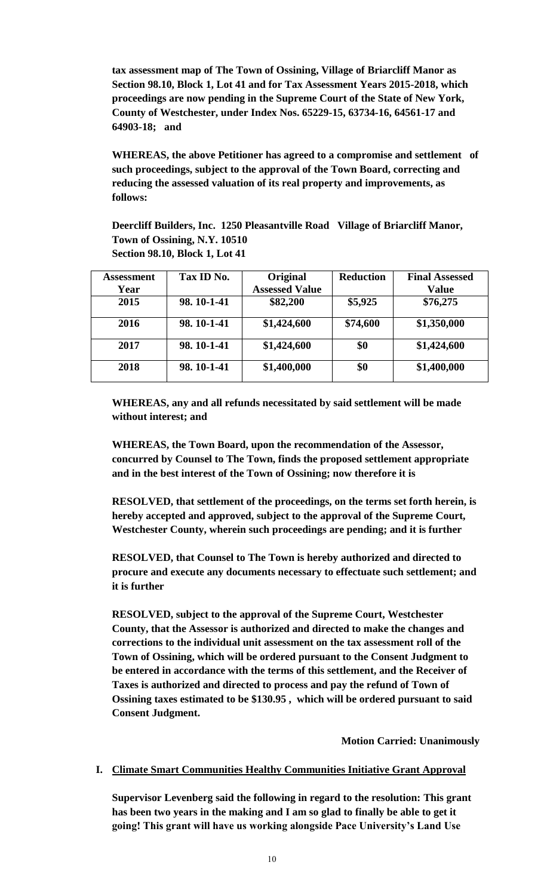**tax assessment map of The Town of Ossining, Village of Briarcliff Manor as Section 98.10, Block 1, Lot 41 and for Tax Assessment Years 2015-2018, which proceedings are now pending in the Supreme Court of the State of New York, County of Westchester, under Index Nos. 65229-15, 63734-16, 64561-17 and 64903-18; and**

**WHEREAS, the above Petitioner has agreed to a compromise and settlement of such proceedings, subject to the approval of the Town Board, correcting and reducing the assessed valuation of its real property and improvements, as follows:**

**Deercliff Builders, Inc. 1250 Pleasantville Road Village of Briarcliff Manor, Town of Ossining, N.Y. 10510**
**Section 98.10, Block 1, Lot 41**

| Assessment Year | Tax ID No. | Original Assessed Value | Reduction | Final Assessed Value |
|---|---|---|---|---|
| 2015 | 98. 10-1-41 | $82,200 | $5,925 | $76,275 |
| 2016 | 98. 10-1-41 | $1,424,600 | $74,600 | $1,350,000 |
| 2017 | 98. 10-1-41 | $1,424,600 | $0 | $1,424,600 |
| 2018 | 98. 10-1-41 | $1,400,000 | $0 | $1,400,000 |

**WHEREAS, any and all refunds necessitated by said settlement will be made without interest; and**

**WHEREAS, the Town Board, upon the recommendation of the Assessor, concurred by Counsel to The Town, finds the proposed settlement appropriate and in the best interest of the Town of Ossining; now therefore it is**

**RESOLVED, that settlement of the proceedings, on the terms set forth herein, is hereby accepted and approved, subject to the approval of the Supreme Court, Westchester County, wherein such proceedings are pending; and it is further**

**RESOLVED, that Counsel to The Town is hereby authorized and directed to procure and execute any documents necessary to effectuate such settlement; and it is further**

**RESOLVED, subject to the approval of the Supreme Court, Westchester County, that the Assessor is authorized and directed to make the changes and corrections to the individual unit assessment on the tax assessment roll of the Town of Ossining, which will be ordered pursuant to the Consent Judgment to be entered in accordance with the terms of this settlement, and the Receiver of Taxes is authorized and directed to process and pay the refund of Town of Ossining taxes estimated to be $130.95 , which will be ordered pursuant to said Consent Judgment.**

**Motion Carried: Unanimously**

**I. Climate Smart Communities Healthy Communities Initiative Grant Approval**

**Supervisor Levenberg said the following in regard to the resolution: This grant has been two years in the making and I am so glad to finally be able to get it going! This grant will have us working alongside Pace University's Land Use**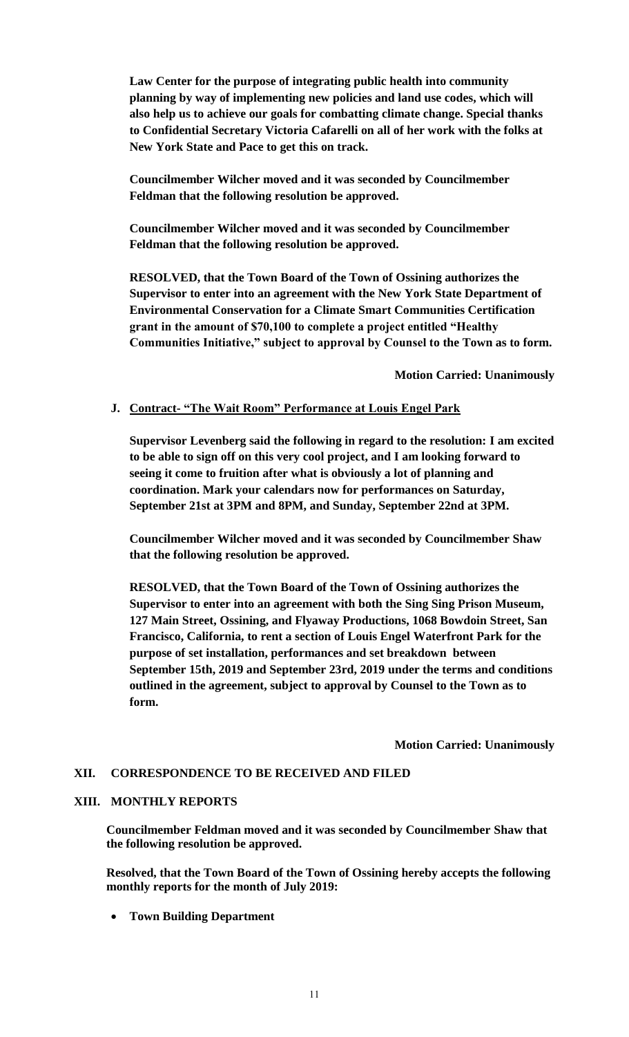**Law Center for the purpose of integrating public health into community planning by way of implementing new policies and land use codes, which will also help us to achieve our goals for combatting climate change. Special thanks to Confidential Secretary Victoria Cafarelli on all of her work with the folks at New York State and Pace to get this on track.**

**Councilmember Wilcher moved and it was seconded by Councilmember Feldman that the following resolution be approved.**

**Councilmember Wilcher moved and it was seconded by Councilmember Feldman that the following resolution be approved.**

**RESOLVED, that the Town Board of the Town of Ossining authorizes the Supervisor to enter into an agreement with the New York State Department of Environmental Conservation for a Climate Smart Communities Certification grant in the amount of $70,100 to complete a project entitled "Healthy Communities Initiative," subject to approval by Counsel to the Town as to form.**

**Motion Carried: Unanimously**

### J. Contract- "The Wait Room" Performance at Louis Engel Park

**Supervisor Levenberg said the following in regard to the resolution: I am excited to be able to sign off on this very cool project, and I am looking forward to seeing it come to fruition after what is obviously a lot of planning and coordination. Mark your calendars now for performances on Saturday, September 21st at 3PM and 8PM, and Sunday, September 22nd at 3PM.**

**Councilmember Wilcher moved and it was seconded by Councilmember Shaw that the following resolution be approved.**

**RESOLVED, that the Town Board of the Town of Ossining authorizes the Supervisor to enter into an agreement with both the Sing Sing Prison Museum, 127 Main Street, Ossining, and Flyaway Productions, 1068 Bowdoin Street, San Francisco, California, to rent a section of Louis Engel Waterfront Park for the purpose of set installation, performances and set breakdown between September 15th, 2019 and September 23rd, 2019 under the terms and conditions outlined in the agreement, subject to approval by Counsel to the Town as to form.**

**Motion Carried: Unanimously**

## XII. CORRESPONDENCE TO BE RECEIVED AND FILED

## XIII. MONTHLY REPORTS

**Councilmember Feldman moved and it was seconded by Councilmember Shaw that the following resolution be approved.**

**Resolved, that the Town Board of the Town of Ossining hereby accepts the following monthly reports for the month of July 2019:**

- **Town Building Department**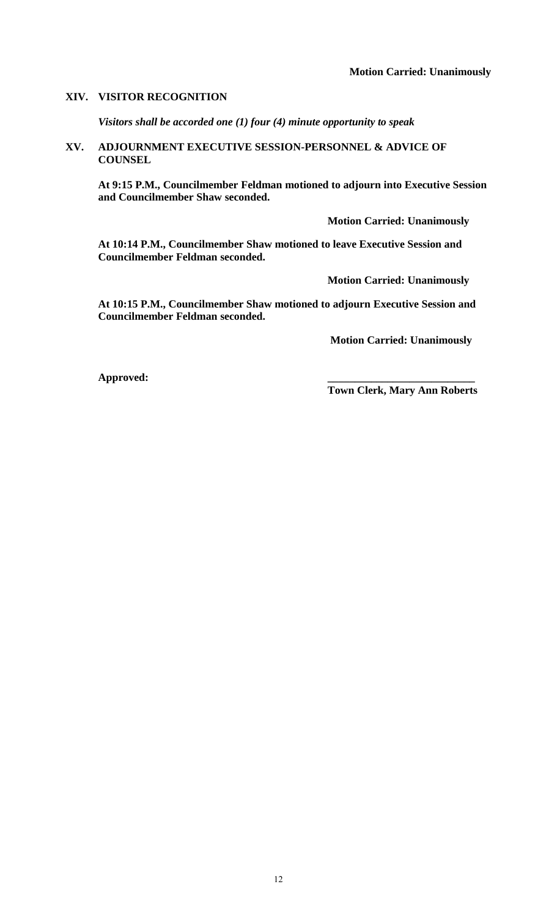**Motion Carried: Unanimously**

## XIV. VISITOR RECOGNITION

***Visitors shall be accorded one (1) four (4) minute opportunity to speak***

## XV. ADJOURNMENT EXECUTIVE SESSION-PERSONNEL & ADVICE OF COUNSEL

**At 9:15 P.M., Councilmember Feldman motioned to adjourn into Executive Session and Councilmember Shaw seconded.**

**Motion Carried: Unanimously**

**At 10:14 P.M., Councilmember Shaw motioned to leave Executive Session and Councilmember Feldman seconded.**

**Motion Carried: Unanimously**

**At 10:15 P.M., Councilmember Shaw motioned to adjourn Executive Session and Councilmember Feldman seconded.**

**Motion Carried: Unanimously**

**Approved:** \_\_\_\_\_\_\_\_\_\_\_\_\_\_\_\_\_\_\_\_\_\_\_\_\_\_\_

**Town Clerk, Mary Ann Roberts**